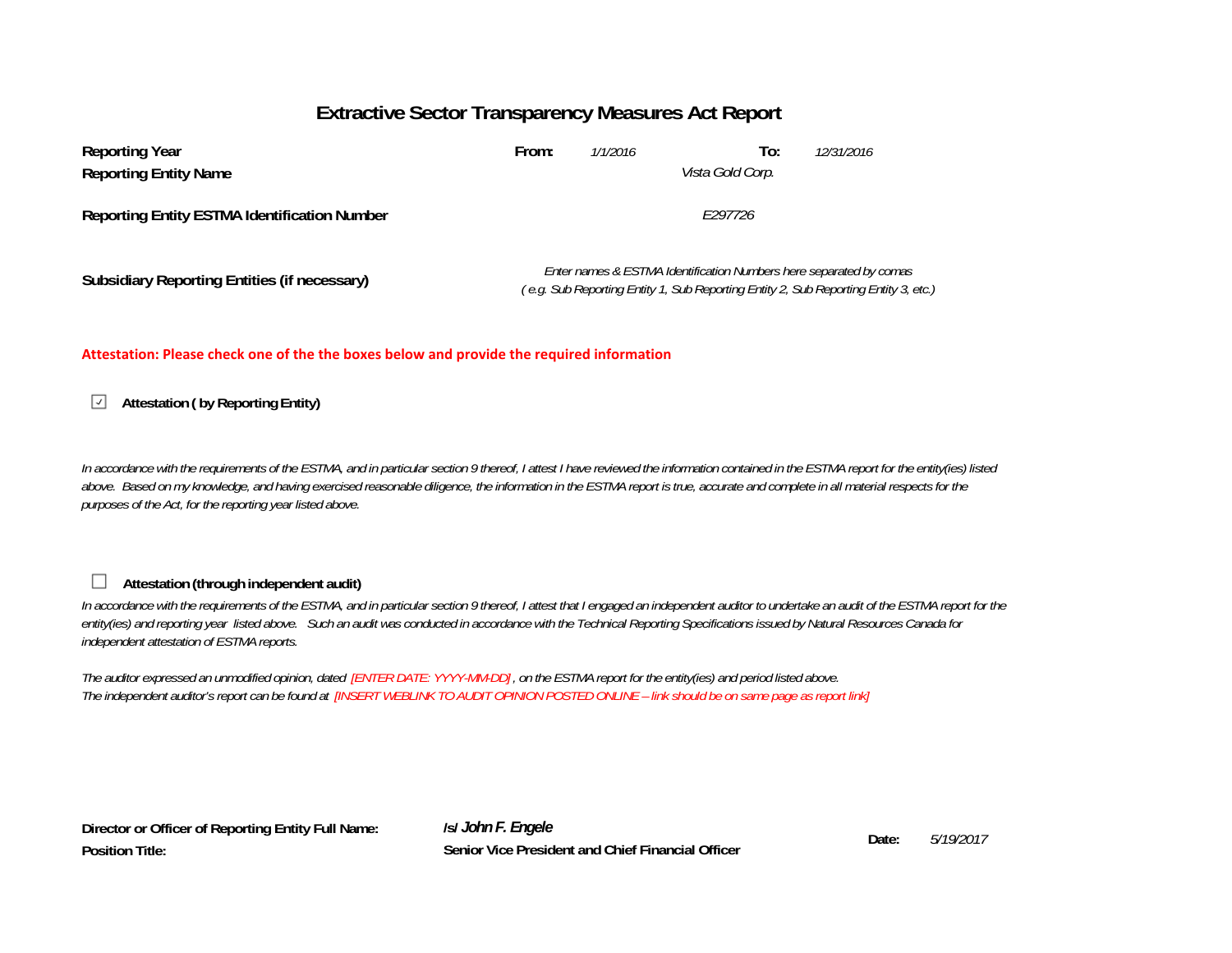# Extractive Sector Transparency Measures Act Report

| | | | | |
|---|---|---|---|---|
| **Reporting Year** | **From:** | *1/1/2016* | **To:** | *12/31/2016* |
| **Reporting Entity Name** | | *Vista Gold Corp.* | | |
| **Reporting Entity ESTMA Identification Number** | | *E297726* | | |
| **Subsidiary Reporting Entities (if necessary)** | | *Enter names & ESTMA Identification Numbers here separated by comas ( e.g. Sub Reporting Entity 1, Sub Reporting Entity 2, Sub Reporting Entity 3, etc.)* | | |

**Attestation: Please check one of the the boxes below and provide the required information**

☑ **Attestation ( by Reporting Entity)**

*In accordance with the requirements of the ESTMA, and in particular section 9 thereof, I attest I have reviewed the information contained in the ESTMA report for the entity(ies) listed above. Based on my knowledge, and having exercised reasonable diligence, the information in the ESTMA report is true, accurate and complete in all material respects for the purposes of the Act, for the reporting year listed above.*

☐ **Attestation (through independent audit)**

*In accordance with the requirements of the ESTMA, and in particular section 9 thereof, I attest that I engaged an independent auditor to undertake an audit of the ESTMA report for the entity(ies) and reporting year listed above. Such an audit was conducted in accordance with the Technical Reporting Specifications issued by Natural Resources Canada for independent attestation of ESTMA reports.*

*The auditor expressed an unmodified opinion, dated [ENTER DATE: YYYY-MM-DD] , on the ESTMA report for the entity(ies) and period listed above.*
*The independent auditor's report can be found at [INSERT WEBLINK TO AUDIT OPINION POSTED ONLINE – link should be on same page as report link]*

| | | | |
|---|---|---|---|
| **Director or Officer of Reporting Entity Full Name:** | **/s/ *John F. Engele*** | **Date:** | *5/19/2017* |
| **Position Title:** | **Senior Vice President and Chief Financial Officer** | | |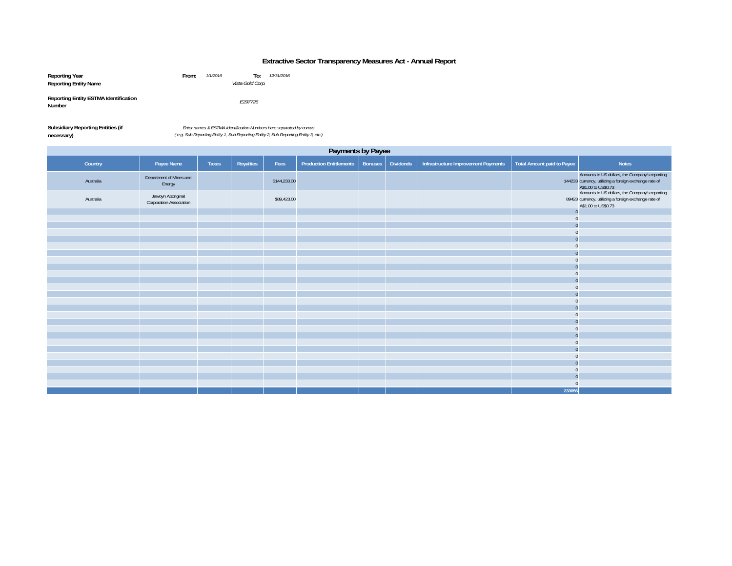# Extractive Sector Transparency Measures Act - Annual Report

**Reporting Year** **From:** *1/1/2016* **To:** *12/31/2016*

**Reporting Entity Name** *Vista Gold Corp.*

**Reporting Entity ESTMA Identification Number** *E297726*

**Subsidiary Reporting Entities (if necessary)** *Enter names & ESTMA Identification Numbers here separated by comas ( e.g. Sub Reporting Entity 1, Sub Reporting Entity 2, Sub Reporting Entity 3, etc.)*

| Payments by Payee | | | | | | | | | | |
|---|---|---|---|---|---|---|---|---|---|---|
| Country | Payee Name | Taxes | Royalties | Fees | Production Entitlements | Bonuses | Dividends | Infrastructure Improvement Payments | Total Amount paid to Payee | Notes |
| Australia | Department of Mines and Energy | | | $144,233.00 | | | | | 144233 | Amounts in US dollars, the Company's reporting currency, utilizing a foreign exchange rate of A$1.00 to US$0.73 |
| Australia | Jawoyn Aboriginal Corporation Association | | | $89,423.00 | | | | | 89423 | Amounts in US dollars, the Company's reporting currency, utilizing a foreign exchange rate of A$1.00 to US$0.73 |
| | | | | | | | | | 0 | |
| | | | | | | | | | 0 | |
| | | | | | | | | | 0 | |
| | | | | | | | | | 0 | |
| | | | | | | | | | 0 | |
| | | | | | | | | | 0 | |
| | | | | | | | | | 0 | |
| | | | | | | | | | 0 | |
| | | | | | | | | | 0 | |
| | | | | | | | | | 0 | |
| | | | | | | | | | 0 | |
| | | | | | | | | | 0 | |
| | | | | | | | | | 0 | |
| | | | | | | | | | 0 | |
| | | | | | | | | | 0 | |
| | | | | | | | | | 0 | |
| | | | | | | | | | 0 | |
| | | | | | | | | | 0 | |
| | | | | | | | | | 0 | |
| | | | | | | | | | 0 | |
| | | | | | | | | | 0 | |
| | | | | | | | | | 0 | |
| | | | | | | | | | 0 | |
| | | | | | | | | | 0 | |
| | | | | | | | | | 0 | |
| | | | | | | | | | 0 | |
| | | | | | | | | | 233656 | |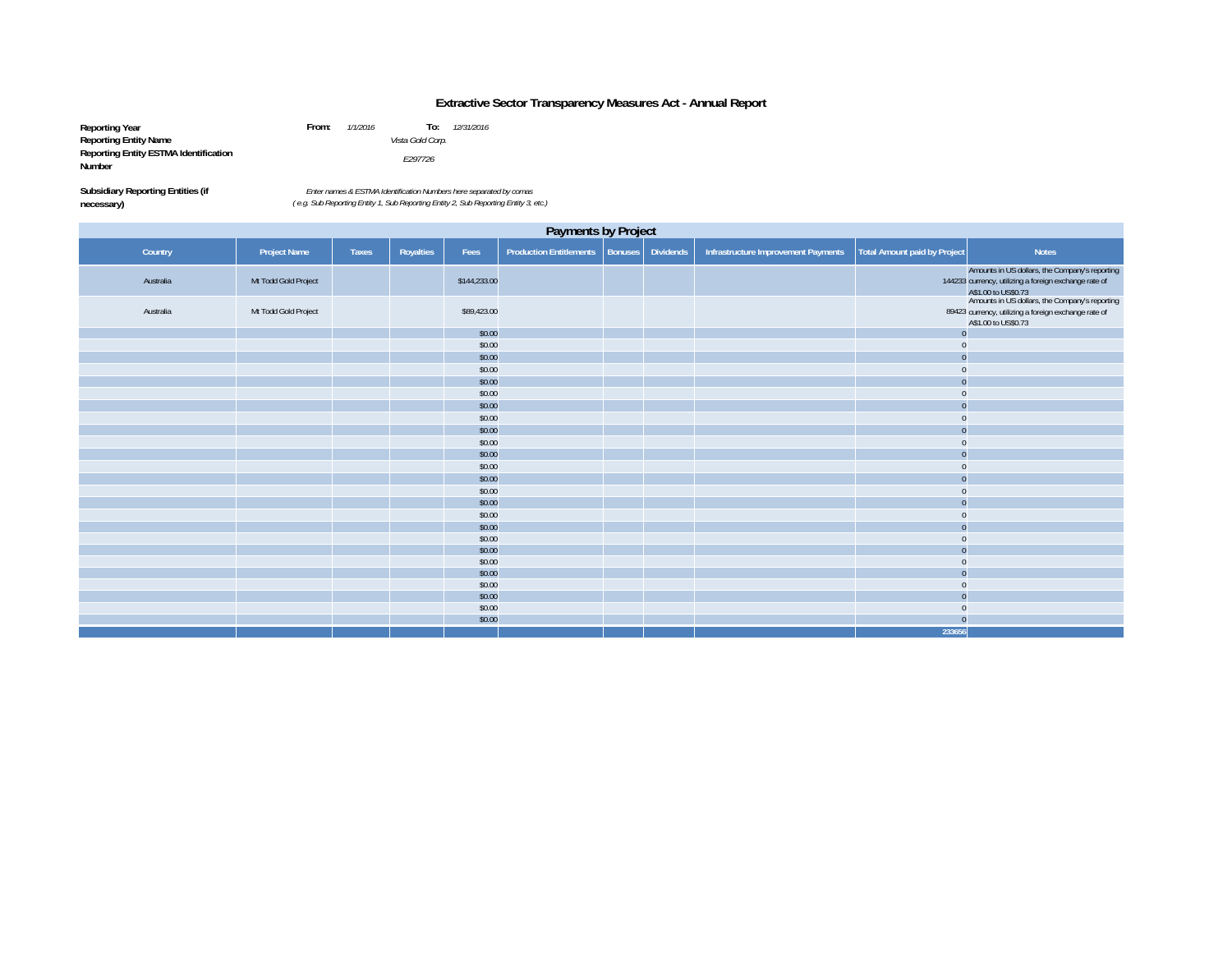# Extractive Sector Transparency Measures Act - Annual Report

**Reporting Year** **From:** *1/1/2016* **To:** *12/31/2016*

**Reporting Entity Name** *Vista Gold Corp.*

**Reporting Entity ESTMA Identification Number** *E297726*

**Subsidiary Reporting Entities (if necessary)** *Enter names & ESTMA Identification Numbers here separated by comas*
*( e.g. Sub Reporting Entity 1, Sub Reporting Entity 2, Sub Reporting Entity 3, etc.)*

## Payments by Project

| Country | Project Name | Taxes | Royalties | Fees | Production Entitlements | Bonuses | Dividends | Infrastructure Improvement Payments | Total Amount paid by Project | Notes |
|---|---|---|---|---|---|---|---|---|---|---|
| Australia | Mt Todd Gold Project | | | $144,233.00 | | | | | 144233 | Amounts in US dollars, the Company's reporting currency, utilizing a foreign exchange rate of A$1.00 to US$0.73 |
| Australia | Mt Todd Gold Project | | | $89,423.00 | | | | | 89423 | Amounts in US dollars, the Company's reporting currency, utilizing a foreign exchange rate of A$1.00 to US$0.73 |
| | | | | $0.00 | | | | | 0 | |
| | | | | $0.00 | | | | | 0 | |
| | | | | $0.00 | | | | | 0 | |
| | | | | $0.00 | | | | | 0 | |
| | | | | $0.00 | | | | | 0 | |
| | | | | $0.00 | | | | | 0 | |
| | | | | $0.00 | | | | | 0 | |
| | | | | $0.00 | | | | | 0 | |
| | | | | $0.00 | | | | | 0 | |
| | | | | $0.00 | | | | | 0 | |
| | | | | $0.00 | | | | | 0 | |
| | | | | $0.00 | | | | | 0 | |
| | | | | $0.00 | | | | | 0 | |
| | | | | $0.00 | | | | | 0 | |
| | | | | $0.00 | | | | | 0 | |
| | | | | $0.00 | | | | | 0 | |
| | | | | $0.00 | | | | | 0 | |
| | | | | $0.00 | | | | | 0 | |
| | | | | $0.00 | | | | | 0 | |
| | | | | $0.00 | | | | | 0 | |
| | | | | $0.00 | | | | | 0 | |
| | | | | $0.00 | | | | | 0 | |
| | | | | $0.00 | | | | | 0 | |
| | | | | $0.00 | | | | | 0 | |
| | | | | $0.00 | | | | | 0 | |
| | | | | | | | | | 233656 | |